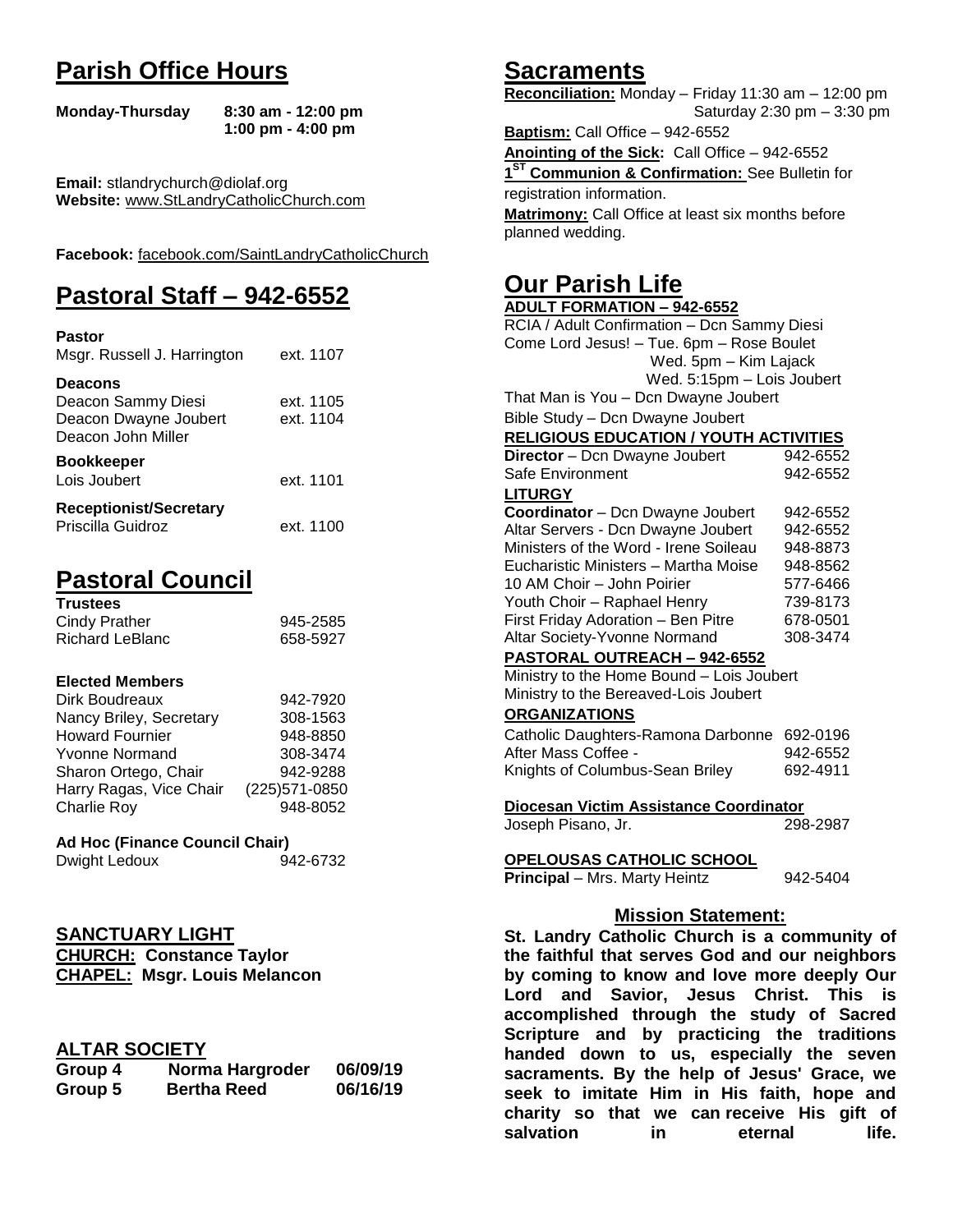# Parish Office Hours

**Monday-Thursday** **8:30 am - 12:00 pm**
**1:00 pm - 4:00 pm**

**Email:** stlandrychurch@diolaf.org
**Website:** www.StLandryCatholicChurch.com

**Facebook:** facebook.com/SaintLandryCatholicChurch

# Pastoral Staff – 942-6552

**Pastor**
Msgr. Russell J. Harrington ext. 1107

**Deacons**
Deacon Sammy Diesi ext. 1105
Deacon Dwayne Joubert ext. 1104
Deacon John Miller

**Bookkeeper**
Lois Joubert ext. 1101

**Receptionist/Secretary**
Priscilla Guidroz ext. 1100

# Pastoral Council

**Trustees**

| | |
|---|---|
| Cindy Prather | 945-2585 |
| Richard LeBlanc | 658-5927 |

**Elected Members**

| | |
|---|---|
| Dirk Boudreaux | 942-7920 |
| Nancy Briley, Secretary | 308-1563 |
| Howard Fournier | 948-8850 |
| Yvonne Normand | 308-3474 |
| Sharon Ortego, Chair | 942-9288 |
| Harry Ragas, Vice Chair | (225)571-0850 |
| Charlie Roy | 948-8052 |

**Ad Hoc (Finance Council Chair)**
Dwight Ledoux 942-6732

## SANCTUARY LIGHT

**CHURCH: Constance Taylor**
**CHAPEL: Msgr. Louis Melancon**

## ALTAR SOCIETY

| | | |
|---|---|---|
| **Group 4** | **Norma Hargroder** | **06/09/19** |
| **Group 5** | **Bertha Reed** | **06/16/19** |

# Sacraments

**Reconciliation:** Monday – Friday 11:30 am – 12:00 pm
Saturday 2:30 pm – 3:30 pm

**Baptism:** Call Office – 942-6552

**Anointing of the Sick:** Call Office – 942-6552

**1ST Communion & Confirmation:** See Bulletin for registration information.

**Matrimony:** Call Office at least six months before planned wedding.

# Our Parish Life

**ADULT FORMATION – 942-6552**

RCIA / Adult Confirmation – Dcn Sammy Diesi
Come Lord Jesus! – Tue. 6pm – Rose Boulet
Wed. 5pm – Kim Lajack
Wed. 5:15pm – Lois Joubert
That Man is You – Dcn Dwayne Joubert
Bible Study – Dcn Dwayne Joubert

**RELIGIOUS EDUCATION / YOUTH ACTIVITIES**

| | |
|---|---|
| **Director** – Dcn Dwayne Joubert | 942-6552 |
| Safe Environment | 942-6552 |

**LITURGY**

| | |
|---|---|
| **Coordinator** – Dcn Dwayne Joubert | 942-6552 |
| Altar Servers - Dcn Dwayne Joubert | 942-6552 |
| Ministers of the Word - Irene Soileau | 948-8873 |
| Eucharistic Ministers – Martha Moise | 948-8562 |
| 10 AM Choir – John Poirier | 577-6466 |
| Youth Choir – Raphael Henry | 739-8173 |
| First Friday Adoration – Ben Pitre | 678-0501 |
| Altar Society-Yvonne Normand | 308-3474 |

**PASTORAL OUTREACH – 942-6552**

Ministry to the Home Bound – Lois Joubert
Ministry to the Bereaved-Lois Joubert

**ORGANIZATIONS**

| | |
|---|---|
| Catholic Daughters-Ramona Darbonne | 692-0196 |
| After Mass Coffee - | 942-6552 |
| Knights of Columbus-Sean Briley | 692-4911 |

**Diocesan Victim Assistance Coordinator**
Joseph Pisano, Jr. 298-2987

**OPELOUSAS CATHOLIC SCHOOL**
**Principal** – Mrs. Marty Heintz 942-5404

## Mission Statement:

**St. Landry Catholic Church is a community of the faithful that serves God and our neighbors by coming to know and love more deeply Our Lord and Savior, Jesus Christ. This is accomplished through the study of Sacred Scripture and by practicing the traditions handed down to us, especially the seven sacraments. By the help of Jesus' Grace, we seek to imitate Him in His faith, hope and charity so that we can receive His gift of salvation in eternal life.**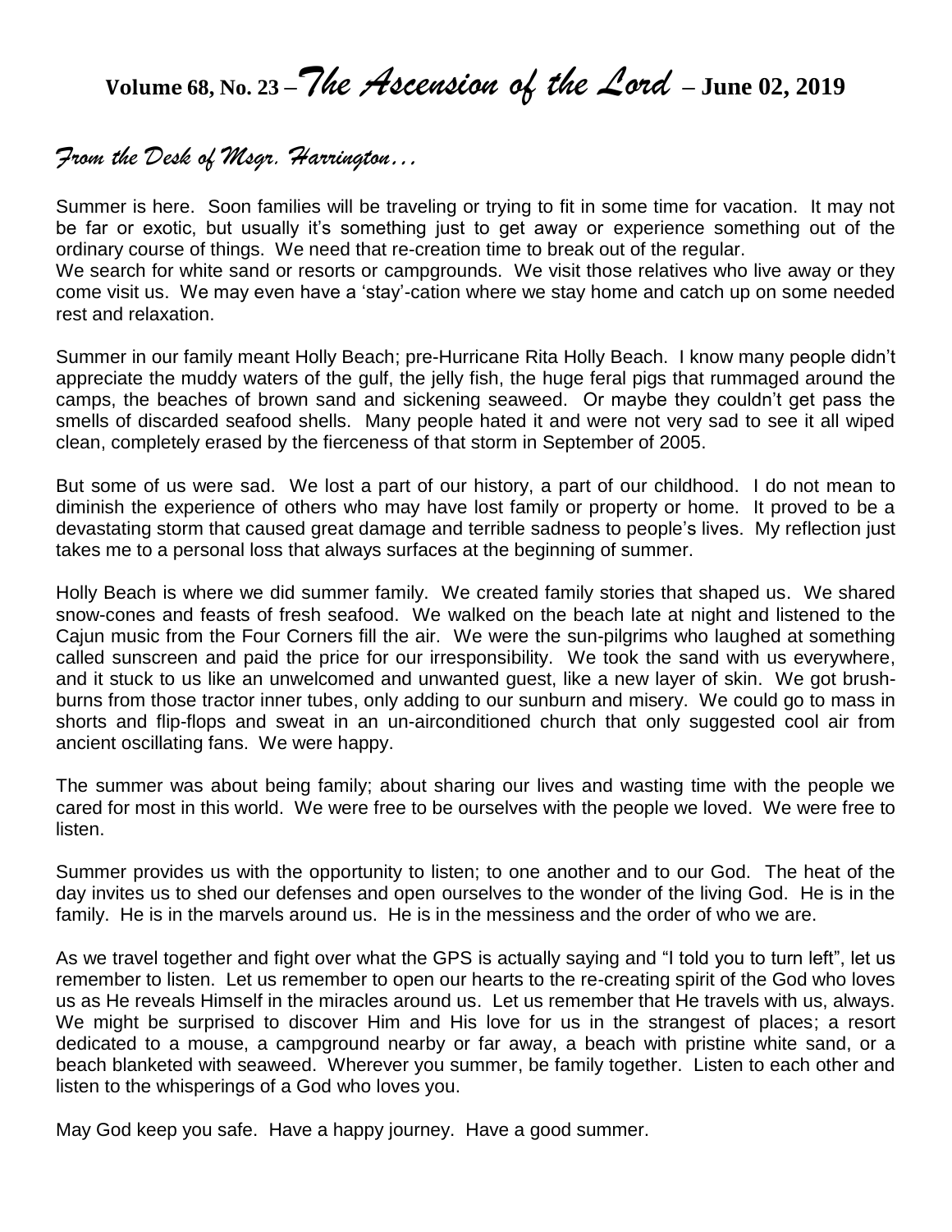# Volume 68, No. 23 – *The Ascension of the Lord* – June 02, 2019

## *From the Desk of Msgr. Harrington…*

Summer is here. Soon families will be traveling or trying to fit in some time for vacation. It may not be far or exotic, but usually it's something just to get away or experience something out of the ordinary course of things. We need that re-creation time to break out of the regular.
We search for white sand or resorts or campgrounds. We visit those relatives who live away or they come visit us. We may even have a 'stay'-cation where we stay home and catch up on some needed rest and relaxation.

Summer in our family meant Holly Beach; pre-Hurricane Rita Holly Beach. I know many people didn't appreciate the muddy waters of the gulf, the jelly fish, the huge feral pigs that rummaged around the camps, the beaches of brown sand and sickening seaweed. Or maybe they couldn't get pass the smells of discarded seafood shells. Many people hated it and were not very sad to see it all wiped clean, completely erased by the fierceness of that storm in September of 2005.

But some of us were sad. We lost a part of our history, a part of our childhood. I do not mean to diminish the experience of others who may have lost family or property or home. It proved to be a devastating storm that caused great damage and terrible sadness to people's lives. My reflection just takes me to a personal loss that always surfaces at the beginning of summer.

Holly Beach is where we did summer family. We created family stories that shaped us. We shared snow-cones and feasts of fresh seafood. We walked on the beach late at night and listened to the Cajun music from the Four Corners fill the air. We were the sun-pilgrims who laughed at something called sunscreen and paid the price for our irresponsibility. We took the sand with us everywhere, and it stuck to us like an unwelcomed and unwanted guest, like a new layer of skin. We got brush-burns from those tractor inner tubes, only adding to our sunburn and misery. We could go to mass in shorts and flip-flops and sweat in an un-airconditioned church that only suggested cool air from ancient oscillating fans. We were happy.

The summer was about being family; about sharing our lives and wasting time with the people we cared for most in this world. We were free to be ourselves with the people we loved. We were free to listen.

Summer provides us with the opportunity to listen; to one another and to our God. The heat of the day invites us to shed our defenses and open ourselves to the wonder of the living God. He is in the family. He is in the marvels around us. He is in the messiness and the order of who we are.

As we travel together and fight over what the GPS is actually saying and "I told you to turn left", let us remember to listen. Let us remember to open our hearts to the re-creating spirit of the God who loves us as He reveals Himself in the miracles around us. Let us remember that He travels with us, always. We might be surprised to discover Him and His love for us in the strangest of places; a resort dedicated to a mouse, a campground nearby or far away, a beach with pristine white sand, or a beach blanketed with seaweed. Wherever you summer, be family together. Listen to each other and listen to the whisperings of a God who loves you.

May God keep you safe. Have a happy journey. Have a good summer.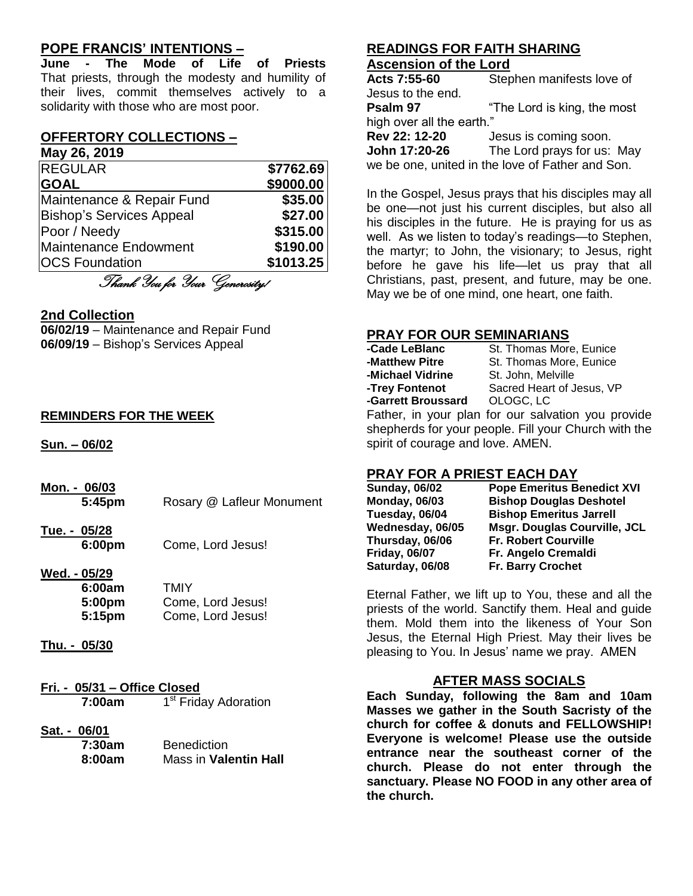## POPE FRANCIS' INTENTIONS –

**June - The Mode of Life of Priests** That priests, through the modesty and humility of their lives, commit themselves actively to a solidarity with those who are most poor.

## OFFERTORY COLLECTIONS –

**May 26, 2019**

| | |
|---|---|
| REGULAR | **$7762.69** |
| **GOAL** | **$9000.00** |
| Maintenance & Repair Fund | **$35.00** |
| Bishop's Services Appeal | **$27.00** |
| Poor / Needy | **$315.00** |
| Maintenance Endowment | **$190.00** |
| OCS Foundation | **$1013.25** |

*Thank You for Your Generosity!*

## 2nd Collection

**06/02/19** – Maintenance and Repair Fund
**06/09/19** – Bishop's Services Appeal

## REMINDERS FOR THE WEEK

**Sun. – 06/02**

**Mon. - 06/03**
**5:45pm** Rosary @ Lafleur Monument

**Tue. - 05/28**
**6:00pm** Come, Lord Jesus!

**Wed. - 05/29**
**6:00am** TMIY
**5:00pm** Come, Lord Jesus!
**5:15pm** Come, Lord Jesus!

**Thu. - 05/30**

**Fri. - 05/31 – Office Closed**
**7:00am** 1st Friday Adoration

**Sat. - 06/01**
**7:30am** Benediction
**8:00am** Mass in **Valentin Hall**

## READINGS FOR FAITH SHARING

**Ascension of the Lord**

**Acts 7:55-60** Stephen manifests love of Jesus to the end.
**Psalm 97** "The Lord is king, the most high over all the earth."
**Rev 22: 12-20** Jesus is coming soon.
**John 17:20-26** The Lord prays for us: May we be one, united in the love of Father and Son.

In the Gospel, Jesus prays that his disciples may all be one—not just his current disciples, but also all his disciples in the future. He is praying for us as well. As we listen to today's readings—to Stephen, the martyr; to John, the visionary; to Jesus, right before he gave his life—let us pray that all Christians, past, present, and future, may be one. May we be of one mind, one heart, one faith.

## PRAY FOR OUR SEMINARIANS

**-Cade LeBlanc** St. Thomas More, Eunice
**-Matthew Pitre** St. Thomas More, Eunice
**-Michael Vidrine** St. John, Melville
**-Trey Fontenot** Sacred Heart of Jesus, VP
**-Garrett Broussard** OLOGC, LC

Father, in your plan for our salvation you provide shepherds for your people. Fill your Church with the spirit of courage and love. AMEN.

## PRAY FOR A PRIEST EACH DAY

| | |
|---|---|
| **Sunday, 06/02** | **Pope Emeritus Benedict XVI** |
| **Monday, 06/03** | **Bishop Douglas Deshotel** |
| **Tuesday, 06/04** | **Bishop Emeritus Jarrell** |
| **Wednesday, 06/05** | **Msgr. Douglas Courville, JCL** |
| **Thursday, 06/06** | **Fr. Robert Courville** |
| **Friday, 06/07** | **Fr. Angelo Cremaldi** |
| **Saturday, 06/08** | **Fr. Barry Crochet** |

Eternal Father, we lift up to You, these and all the priests of the world. Sanctify them. Heal and guide them. Mold them into the likeness of Your Son Jesus, the Eternal High Priest. May their lives be pleasing to You. In Jesus' name we pray. AMEN

## AFTER MASS SOCIALS

**Each Sunday, following the 8am and 10am Masses we gather in the South Sacristy of the church for coffee & donuts and FELLOWSHIP! Everyone is welcome! Please use the outside entrance near the southeast corner of the church. Please do not enter through the sanctuary. Please NO FOOD in any other area of the church.**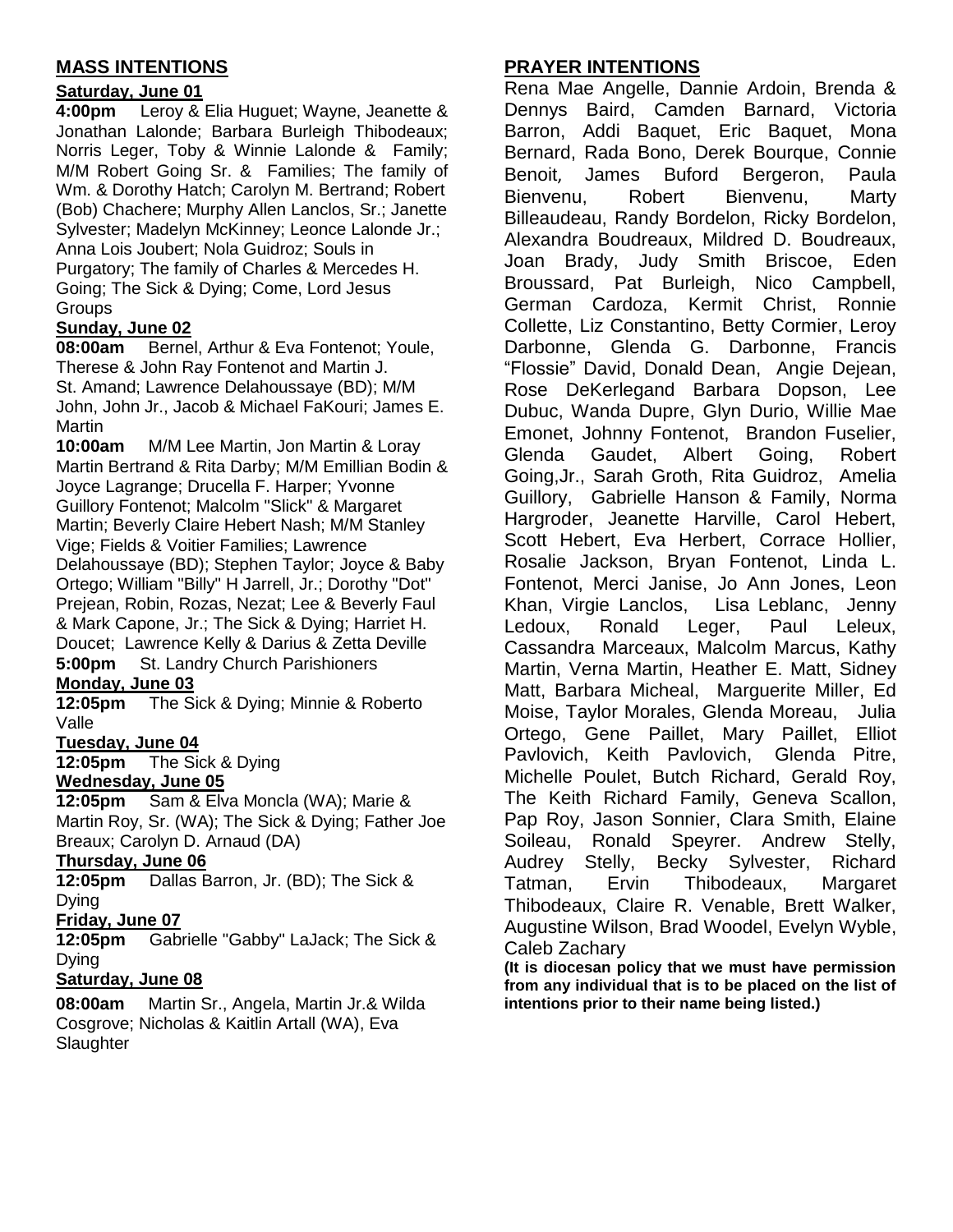## MASS INTENTIONS

**Saturday, June 01**

**4:00pm** Leroy & Elia Huguet; Wayne, Jeanette & Jonathan Lalonde; Barbara Burleigh Thibodeaux; Norris Leger, Toby & Winnie Lalonde & Family; M/M Robert Going Sr. & Families; The family of Wm. & Dorothy Hatch; Carolyn M. Bertrand; Robert (Bob) Chachere; Murphy Allen Lanclos, Sr.; Janette Sylvester; Madelyn McKinney; Leonce Lalonde Jr.; Anna Lois Joubert; Nola Guidroz; Souls in Purgatory; The family of Charles & Mercedes H. Going; The Sick & Dying; Come, Lord Jesus Groups

**Sunday, June 02**

**08:00am** Bernel, Arthur & Eva Fontenot; Youle, Therese & John Ray Fontenot and Martin J. St. Amand; Lawrence Delahoussaye (BD); M/M John, John Jr., Jacob & Michael FaKouri; James E. Martin

**10:00am** M/M Lee Martin, Jon Martin & Loray Martin Bertrand & Rita Darby; M/M Emillian Bodin & Joyce Lagrange; Drucella F. Harper; Yvonne Guillory Fontenot; Malcolm "Slick" & Margaret Martin; Beverly Claire Hebert Nash; M/M Stanley Vige; Fields & Voitier Families; Lawrence Delahoussaye (BD); Stephen Taylor; Joyce & Baby Ortego; William "Billy" H Jarrell, Jr.; Dorothy "Dot" Prejean, Robin, Rozas, Nezat; Lee & Beverly Faul & Mark Capone, Jr.; The Sick & Dying; Harriet H. Doucet; Lawrence Kelly & Darius & Zetta Deville

**5:00pm** St. Landry Church Parishioners

**Monday, June 03**

**12:05pm** The Sick & Dying; Minnie & Roberto Valle

**Tuesday, June 04**

**12:05pm** The Sick & Dying

**Wednesday, June 05**

**12:05pm** Sam & Elva Moncla (WA); Marie & Martin Roy, Sr. (WA); The Sick & Dying; Father Joe Breaux; Carolyn D. Arnaud (DA)

**Thursday, June 06**

**12:05pm** Dallas Barron, Jr. (BD); The Sick & Dying

**Friday, June 07**

**12:05pm** Gabrielle "Gabby" LaJack; The Sick & Dying

**Saturday, June 08**

**08:00am** Martin Sr., Angela, Martin Jr.& Wilda Cosgrove; Nicholas & Kaitlin Artall (WA), Eva Slaughter

## PRAYER INTENTIONS

Rena Mae Angelle, Dannie Ardoin, Brenda & Dennys Baird, Camden Barnard, Victoria Barron, Addi Baquet, Eric Baquet, Mona Bernard, Rada Bono, Derek Bourque, Connie Benoit, James Buford Bergeron, Paula Bienvenu, Robert Bienvenu, Marty Billeaudeau, Randy Bordelon, Ricky Bordelon, Alexandra Boudreaux, Mildred D. Boudreaux, Joan Brady, Judy Smith Briscoe, Eden Broussard, Pat Burleigh, Nico Campbell, German Cardoza, Kermit Christ, Ronnie Collette, Liz Constantino, Betty Cormier, Leroy Darbonne, Glenda G. Darbonne, Francis "Flossie" David, Donald Dean, Angie Dejean, Rose DeKerlegand Barbara Dopson, Lee Dubuc, Wanda Dupre, Glyn Durio, Willie Mae Emonet, Johnny Fontenot, Brandon Fuselier, Glenda Gaudet, Albert Going, Robert Going,Jr., Sarah Groth, Rita Guidroz, Amelia Guillory, Gabrielle Hanson & Family, Norma Hargroder, Jeanette Harville, Carol Hebert, Scott Hebert, Eva Herbert, Corrace Hollier, Rosalie Jackson, Bryan Fontenot, Linda L. Fontenot, Merci Janise, Jo Ann Jones, Leon Khan, Virgie Lanclos, Lisa Leblanc, Jenny Ledoux, Ronald Leger, Paul Leleux, Cassandra Marceaux, Malcolm Marcus, Kathy Martin, Verna Martin, Heather E. Matt, Sidney Matt, Barbara Micheal, Marguerite Miller, Ed Moise, Taylor Morales, Glenda Moreau, Julia Ortego, Gene Paillet, Mary Paillet, Elliot Pavlovich, Keith Pavlovich, Glenda Pitre, Michelle Poulet, Butch Richard, Gerald Roy, The Keith Richard Family, Geneva Scallon, Pap Roy, Jason Sonnier, Clara Smith, Elaine Soileau, Ronald Speyrer. Andrew Stelly, Audrey Stelly, Becky Sylvester, Richard Tatman, Ervin Thibodeaux, Margaret Thibodeaux, Claire R. Venable, Brett Walker, Augustine Wilson, Brad Woodel, Evelyn Wyble, Caleb Zachary

**(It is diocesan policy that we must have permission from any individual that is to be placed on the list of intentions prior to their name being listed.)**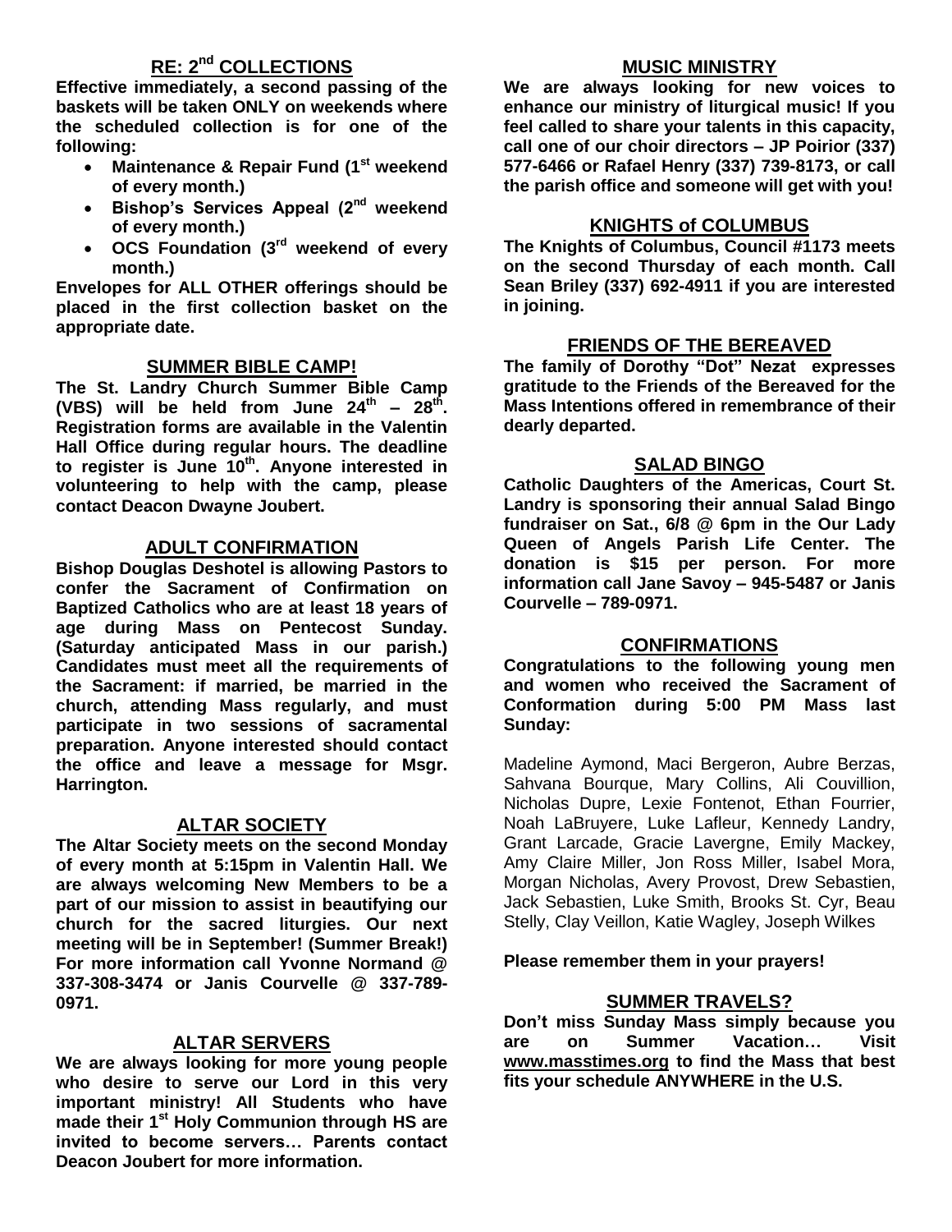## RE: 2nd COLLECTIONS

**Effective immediately, a second passing of the baskets will be taken ONLY on weekends where the scheduled collection is for one of the following:**

- **Maintenance & Repair Fund (1st weekend of every month.)**
- **Bishop's Services Appeal (2nd weekend of every month.)**
- **OCS Foundation (3rd weekend of every month.)**

**Envelopes for ALL OTHER offerings should be placed in the first collection basket on the appropriate date.**

## SUMMER BIBLE CAMP!

**The St. Landry Church Summer Bible Camp (VBS) will be held from June 24th – 28th. Registration forms are available in the Valentin Hall Office during regular hours. The deadline to register is June 10th. Anyone interested in volunteering to help with the camp, please contact Deacon Dwayne Joubert.**

## ADULT CONFIRMATION

**Bishop Douglas Deshotel is allowing Pastors to confer the Sacrament of Confirmation on Baptized Catholics who are at least 18 years of age during Mass on Pentecost Sunday. (Saturday anticipated Mass in our parish.) Candidates must meet all the requirements of the Sacrament: if married, be married in the church, attending Mass regularly, and must participate in two sessions of sacramental preparation. Anyone interested should contact the office and leave a message for Msgr. Harrington.**

## ALTAR SOCIETY

**The Altar Society meets on the second Monday of every month at 5:15pm in Valentin Hall. We are always welcoming New Members to be a part of our mission to assist in beautifying our church for the sacred liturgies. Our next meeting will be in September! (Summer Break!) For more information call Yvonne Normand @ 337-308-3474 or Janis Courvelle @ 337-789-0971.**

## ALTAR SERVERS

**We are always looking for more young people who desire to serve our Lord in this very important ministry! All Students who have made their 1st Holy Communion through HS are invited to become servers… Parents contact Deacon Joubert for more information.**

## MUSIC MINISTRY

**We are always looking for new voices to enhance our ministry of liturgical music! If you feel called to share your talents in this capacity, call one of our choir directors – JP Poirior (337) 577-6466 or Rafael Henry (337) 739-8173, or call the parish office and someone will get with you!**

## KNIGHTS of COLUMBUS

**The Knights of Columbus, Council #1173 meets on the second Thursday of each month. Call Sean Briley (337) 692-4911 if you are interested in joining.**

## FRIENDS OF THE BEREAVED

**The family of Dorothy "Dot" Nezat expresses gratitude to the Friends of the Bereaved for the Mass Intentions offered in remembrance of their dearly departed.**

## SALAD BINGO

**Catholic Daughters of the Americas, Court St. Landry is sponsoring their annual Salad Bingo fundraiser on Sat., 6/8 @ 6pm in the Our Lady Queen of Angels Parish Life Center. The donation is $15 per person. For more information call Jane Savoy – 945-5487 or Janis Courvelle – 789-0971.**

## CONFIRMATIONS

**Congratulations to the following young men and women who received the Sacrament of Conformation during 5:00 PM Mass last Sunday:**

Madeline Aymond, Maci Bergeron, Aubre Berzas, Sahvana Bourque, Mary Collins, Ali Couvillion, Nicholas Dupre, Lexie Fontenot, Ethan Fourrier, Noah LaBruyere, Luke Lafleur, Kennedy Landry, Grant Larcade, Gracie Lavergne, Emily Mackey, Amy Claire Miller, Jon Ross Miller, Isabel Mora, Morgan Nicholas, Avery Provost, Drew Sebastien, Jack Sebastien, Luke Smith, Brooks St. Cyr, Beau Stelly, Clay Veillon, Katie Wagley, Joseph Wilkes

**Please remember them in your prayers!**

## SUMMER TRAVELS?

**Don't miss Sunday Mass simply because you are on Summer Vacation… Visit www.masstimes.org to find the Mass that best fits your schedule ANYWHERE in the U.S.**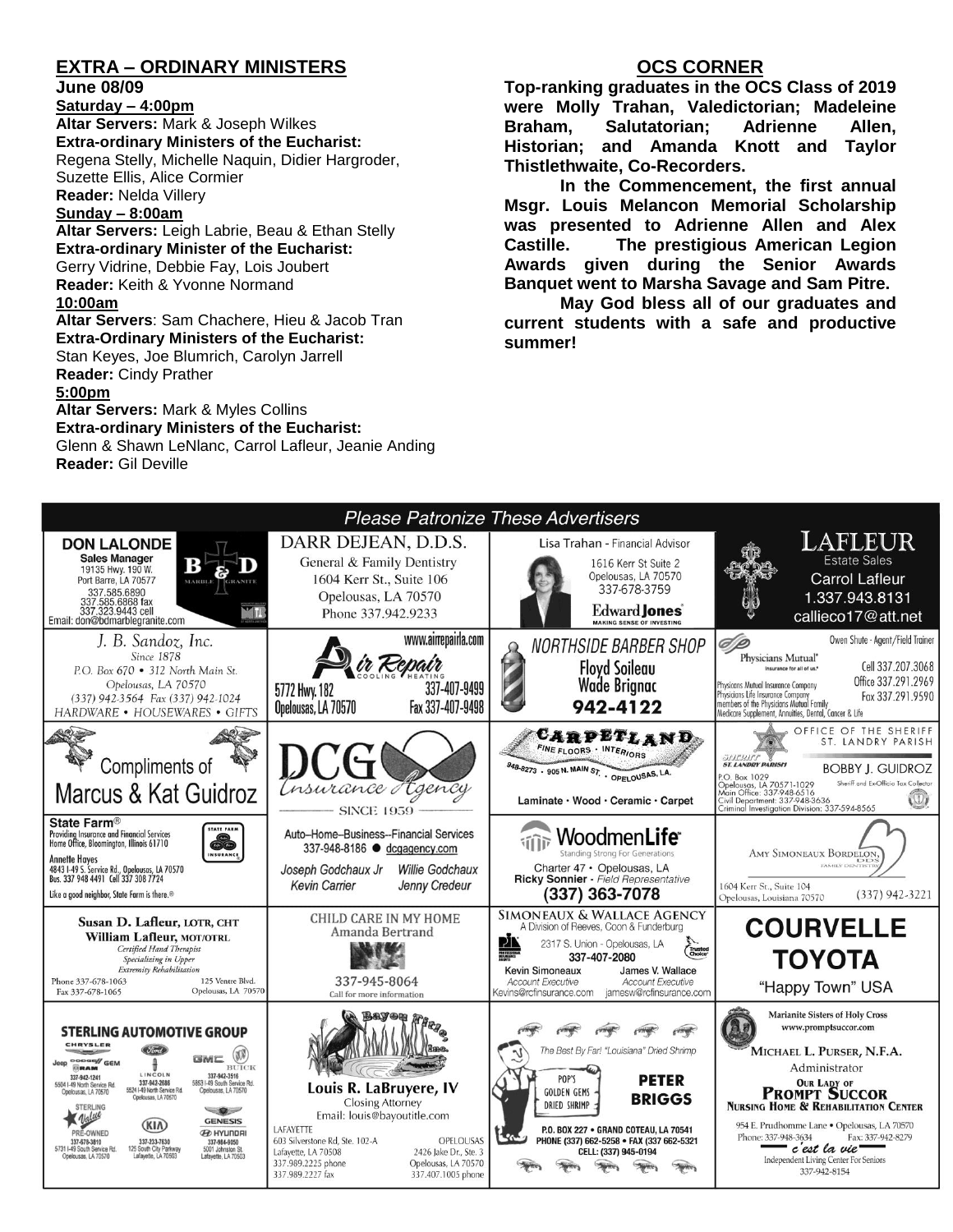## EXTRA – ORDINARY MINISTERS

**June 08/09**

**Saturday – 4:00pm**

**Altar Servers:** Mark & Joseph Wilkes
**Extra-ordinary Ministers of the Eucharist:**
Regena Stelly, Michelle Naquin, Didier Hargroder, Suzette Ellis, Alice Cormier
**Reader:** Nelda Villery

**Sunday – 8:00am**

**Altar Servers:** Leigh Labrie, Beau & Ethan Stelly
**Extra-ordinary Minister of the Eucharist:**
Gerry Vidrine, Debbie Fay, Lois Joubert
**Reader:** Keith & Yvonne Normand

**10:00am**

**Altar Servers**: Sam Chachere, Hieu & Jacob Tran
**Extra-Ordinary Ministers of the Eucharist:**
Stan Keyes, Joe Blumrich, Carolyn Jarrell
**Reader:** Cindy Prather

**5:00pm**

**Altar Servers:** Mark & Myles Collins
**Extra-ordinary Ministers of the Eucharist:**
Glenn & Shawn LeNlanc, Carrol Lafleur, Jeanie Anding
**Reader:** Gil Deville

## OCS CORNER

**Top-ranking graduates in the OCS Class of 2019 were Molly Trahan, Valedictorian; Madeleine Braham, Salutatorian; Adrienne Allen, Historian; and Amanda Knott and Taylor Thistlethwaite, Co-Recorders.**

**In the Commencement, the first annual Msgr. Louis Melancon Memorial Scholarship was presented to Adrienne Allen and Alex Castille. The prestigious American Legion Awards given during the Senior Awards Banquet went to Marsha Savage and Sam Pitre.**

**May God bless all of our graduates and current students with a safe and productive summer!**

## Please Patronize These Advertisers

**DON LALONDE** Sales Manager, 19135 Hwy. 190 W., Port Barre, LA 70577, 337.585.6890, 337.585.6868 fax, 337.323.9443 cell, Email: don@bdmarblegranite.com — B&D Marble Granite

**DARR DEJEAN, D.D.S.** General & Family Dentistry, 1604 Kerr St., Suite 106, Opelousas, LA 70570, Phone 337.942.9233

**Lisa Trahan** - Financial Advisor, 1616 Kerr St Suite 2, Opelousas, LA 70570, 337-678-3759 — Edward Jones, Making Sense of Investing

**LAFLEUR** Estate Sales — Carrol Lafleur, 1.337.943.8131, callieco17@att.net

**J. B. Sandoz, Inc.** Since 1878, P.O. Box 670 • 312 North Main St., Opelousas, LA 70570, (337) 942-3564 Fax (337) 942-1024, HARDWARE • HOUSEWARES • GIFTS

**Air Repair** Cooling • Heating, www.airrepairla.com, 5772 Hwy. 182, Opelousas, LA 70570, 337-407-9499, Fax 337-407-9498

**NORTHSIDE BARBER SHOP** Floyd Soileau, Wade Brignac, 942-4122

**Physicians Mutual** Insurance for all of us. Owen Shute - Agent/Field Trainer, Cell 337.207.3068, Office 337.291.2969, Fax 337.291.9590. Physicians Mutual Insurance Company, Physicians Life Insurance Company, members of the Physicians Mutual Family. Medicare Supplement, Annuities, Dental, Cancer & Life

Compliments of **Marcus & Kat Guidroz**

**DCG Insurance Agency** Since 1959

**CARPETLAND** Fine Floors • Interiors, 948-8273 • 905 N. Main St. • Opelousas, LA. Laminate • Wood • Ceramic • Carpet

**OFFICE OF THE SHERIFF ST. LANDRY PARISH** BOBBY J. GUIDROZ, Sheriff and Ex-Officio Tax Collector, P.O. Box 1029, Opelousas, LA 70571-1029, Main Office: 337-948-6516, Civil Department: 337-948-3636, Criminal Investigation Division: 337-594-8565

**State Farm®** Providing Insurance and Financial Services, Home Office, Bloomington, Illinois 61710. Annette Hayes, 4843 I-49 S. Service Rd., Opelousas, LA 70570, Bus. 337 948 4491 Cell 337 308 7724. Like a good neighbor, State Farm is there.®

Auto–Home–Business--Financial Services, 337-948-8186 ● dcgagency.com — Joseph Godchaux Jr, Willie Godchaux, Kevin Carrier, Jenny Credeur

**WoodmenLife** Standing Strong For Generations, Charter 47 • Opelousas, LA, Ricky Sonnier - Field Representative, (337) 363-7078

**AMY SIMONEAUX BORDELON, DDS** Family Dentistry, 1604 Kerr St., Suite 104, Opelousas, Louisiana 70570, (337) 942-3221

**Susan D. Lafleur, LOTR, CHT** / **William Lafleur, MOT/OTRL** Certified Hand Therapist, Specializing in Upper Extremity Rehabilitation, Phone 337-678-1063, Fax 337-678-1065, 125 Ventre Blvd., Opelousas, LA 70570

**CHILD CARE IN MY HOME** Amanda Bertrand, 337-945-8064, Call for more information

**SIMONEAUX & WALLACE AGENCY** A Division of Reeves, Coon & Funderburg, 2317 S. Union - Opelousas, LA, 337-407-2080. Kevin Simoneaux, Account Executive, Kevins@rcfinsurance.com; James V. Wallace, Account Executive, jamesw@rcfinsurance.com

**COURVELLE TOYOTA** "Happy Town" USA

**STERLING AUTOMOTIVE GROUP** Chrysler, Jeep, Dodge, Ram, GEM: 337-942-1241, 5504 I-49 North Service Rd, Opelousas, LA 70570. Ford, Lincoln: 337-942-2686, 5524 I-49 North Service Rd, Opelousas, LA 70570. GMC, Buick: 337-942-3516, 5853 I-49 South Service Rd, Opelousas, LA 70570. Sterling Value Pre-Owned: 337-678-3810, 5731 I-49 South Service Rd, Opelousas, LA 70570. Kia: 337-233-7630, 125 South City Parkway, Lafayette, LA 70503. Genesis, Hyundai: 337-984-9850, 5001 Johnston St, Lafayette, LA 70503

**Bayou Title, Inc.** Louis R. LaBruyere, IV, Closing Attorney, Email: louis@bayoutitle.com. Lafayette: 603 Silverstone Rd, Ste. 102-A, Lafayette, LA 70508, 337.989.2225 phone, 337.989.2227 fax. Opelousas: 2426 Jake Dr., Ste. 3, Opelousas, LA 70570, 337.407.1005 phone

The Best By Far! "Louisiana" Dried Shrimp — POP'S GOLDEN GEMS DRIED SHRIMP — **PETER BRIGGS**, P.O. BOX 227 • GRAND COTEAU, LA 70541, PHONE (337) 662-5258 • FAX (337) 662-5321, CELL: (337) 945-0194

Marianite Sisters of Holy Cross, www.promptsuccor.com — **MICHAEL L. PURSER, N.F.A.** Administrator, **OUR LADY OF PROMPT SUCCOR NURSING HOME & REHABILITATION CENTER**, 954 E. Prudhomme Lane • Opelousas, LA 70570, Phone: 337-948-3634, Fax: 337-942-8279, c'est la vie, Independent Living Center For Seniors, 337-942-8154